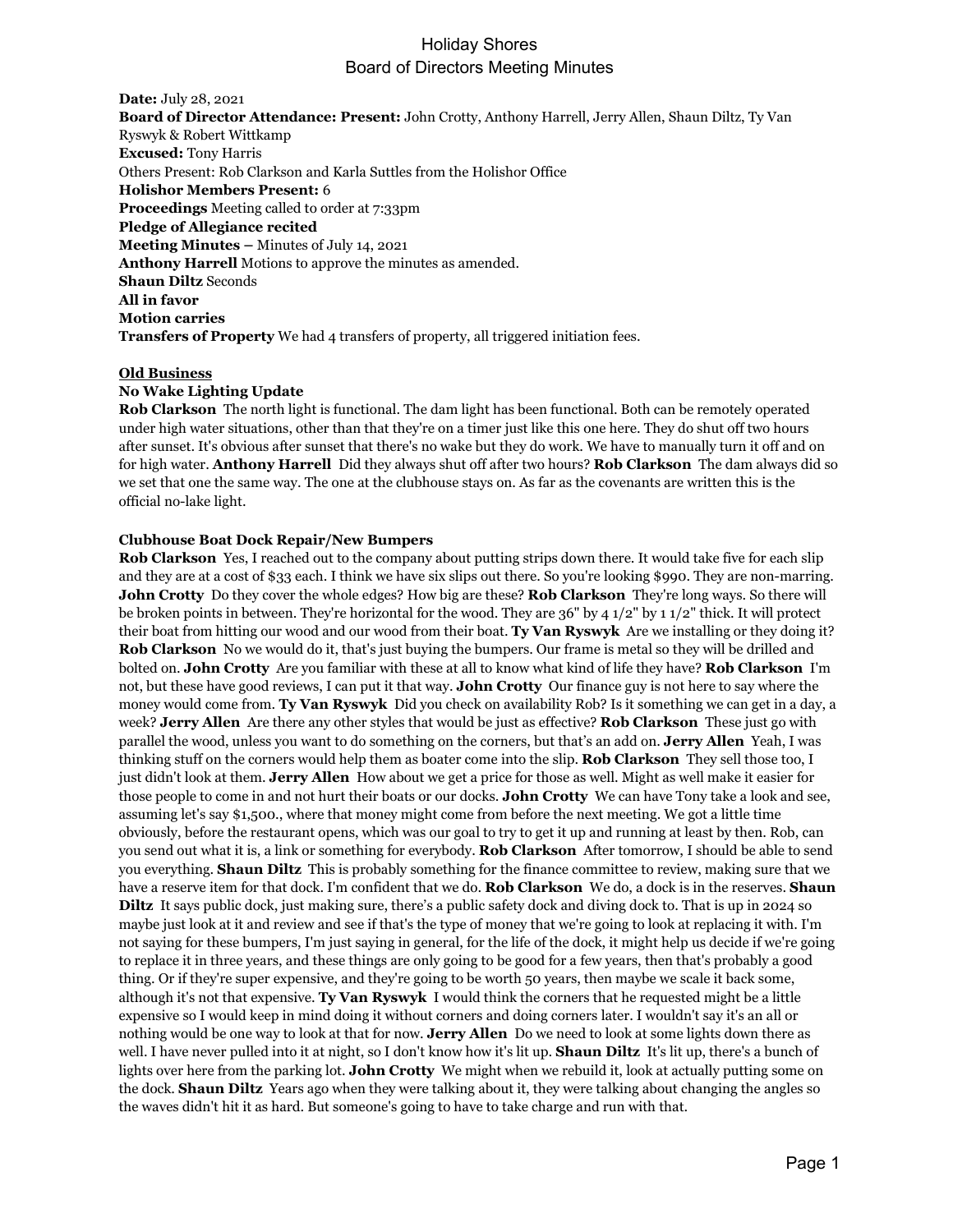# Holiday Shores

## Board of Directors Meeting Minutes

**Date:** July 28, 2021
**Board of Director Attendance: Present:** John Crotty, Anthony Harrell, Jerry Allen, Shaun Diltz, Ty Van Ryswyk & Robert Wittkamp
**Excused:** Tony Harris
Others Present: Rob Clarkson and Karla Suttles from the Holishor Office
**Holishor Members Present:** 6
**Proceedings** Meeting called to order at 7:33pm
**Pledge of Allegiance recited**
**Meeting Minutes –** Minutes of July 14, 2021
**Anthony Harrell** Motions to approve the minutes as amended.
**Shaun Diltz** Seconds
**All in favor**
**Motion carries**
**Transfers of Property** We had 4 transfers of property, all triggered initiation fees.

**Old Business**

**No Wake Lighting Update**
**Rob Clarkson** The north light is functional. The dam light has been functional. Both can be remotely operated under high water situations, other than that they're on a timer just like this one here. They do shut off two hours after sunset. It's obvious after sunset that there's no wake but they do work. We have to manually turn it off and on for high water. **Anthony Harrell** Did they always shut off after two hours? **Rob Clarkson** The dam always did so we set that one the same way. The one at the clubhouse stays on. As far as the covenants are written this is the official no-lake light.

**Clubhouse Boat Dock Repair/New Bumpers**
**Rob Clarkson** Yes, I reached out to the company about putting strips down there. It would take five for each slip and they are at a cost of $33 each. I think we have six slips out there. So you're looking $990. They are non-marring. **John Crotty** Do they cover the whole edges? How big are these? **Rob Clarkson** They're long ways. So there will be broken points in between. They're horizontal for the wood. They are 36" by 4 1/2" by 1 1/2" thick. It will protect their boat from hitting our wood and our wood from their boat. **Ty Van Ryswyk** Are we installing or they doing it? **Rob Clarkson** No we would do it, that's just buying the bumpers. Our frame is metal so they will be drilled and bolted on. **John Crotty** Are you familiar with these at all to know what kind of life they have? **Rob Clarkson** I'm not, but these have good reviews, I can put it that way. **John Crotty** Our finance guy is not here to say where the money would come from. **Ty Van Ryswyk** Did you check on availability Rob? Is it something we can get in a day, a week? **Jerry Allen** Are there any other styles that would be just as effective? **Rob Clarkson** These just go with parallel the wood, unless you want to do something on the corners, but that's an add on. **Jerry Allen** Yeah, I was thinking stuff on the corners would help them as boater come into the slip. **Rob Clarkson** They sell those too, I just didn't look at them. **Jerry Allen** How about we get a price for those as well. Might as well make it easier for those people to come in and not hurt their boats or our docks. **John Crotty** We can have Tony take a look and see, assuming let's say $1,500., where that money might come from before the next meeting. We got a little time obviously, before the restaurant opens, which was our goal to try to get it up and running at least by then. Rob, can you send out what it is, a link or something for everybody. **Rob Clarkson** After tomorrow, I should be able to send you everything. **Shaun Diltz** This is probably something for the finance committee to review, making sure that we have a reserve item for that dock. I'm confident that we do. **Rob Clarkson** We do, a dock is in the reserves. **Shaun Diltz** It says public dock, just making sure, there's a public safety dock and diving dock to. That is up in 2024 so maybe just look at it and review and see if that's the type of money that we're going to look at replacing it with. I'm not saying for these bumpers, I'm just saying in general, for the life of the dock, it might help us decide if we're going to replace it in three years, and these things are only going to be good for a few years, then that's probably a good thing. Or if they're super expensive, and they're going to be worth 50 years, then maybe we scale it back some, although it's not that expensive. **Ty Van Ryswyk** I would think the corners that he requested might be a little expensive so I would keep in mind doing it without corners and doing corners later. I wouldn't say it's an all or nothing would be one way to look at that for now. **Jerry Allen** Do we need to look at some lights down there as well. I have never pulled into it at night, so I don't know how it's lit up. **Shaun Diltz** It's lit up, there's a bunch of lights over here from the parking lot. **John Crotty** We might when we rebuild it, look at actually putting some on the dock. **Shaun Diltz** Years ago when they were talking about it, they were talking about changing the angles so the waves didn't hit it as hard. But someone's going to have to take charge and run with that.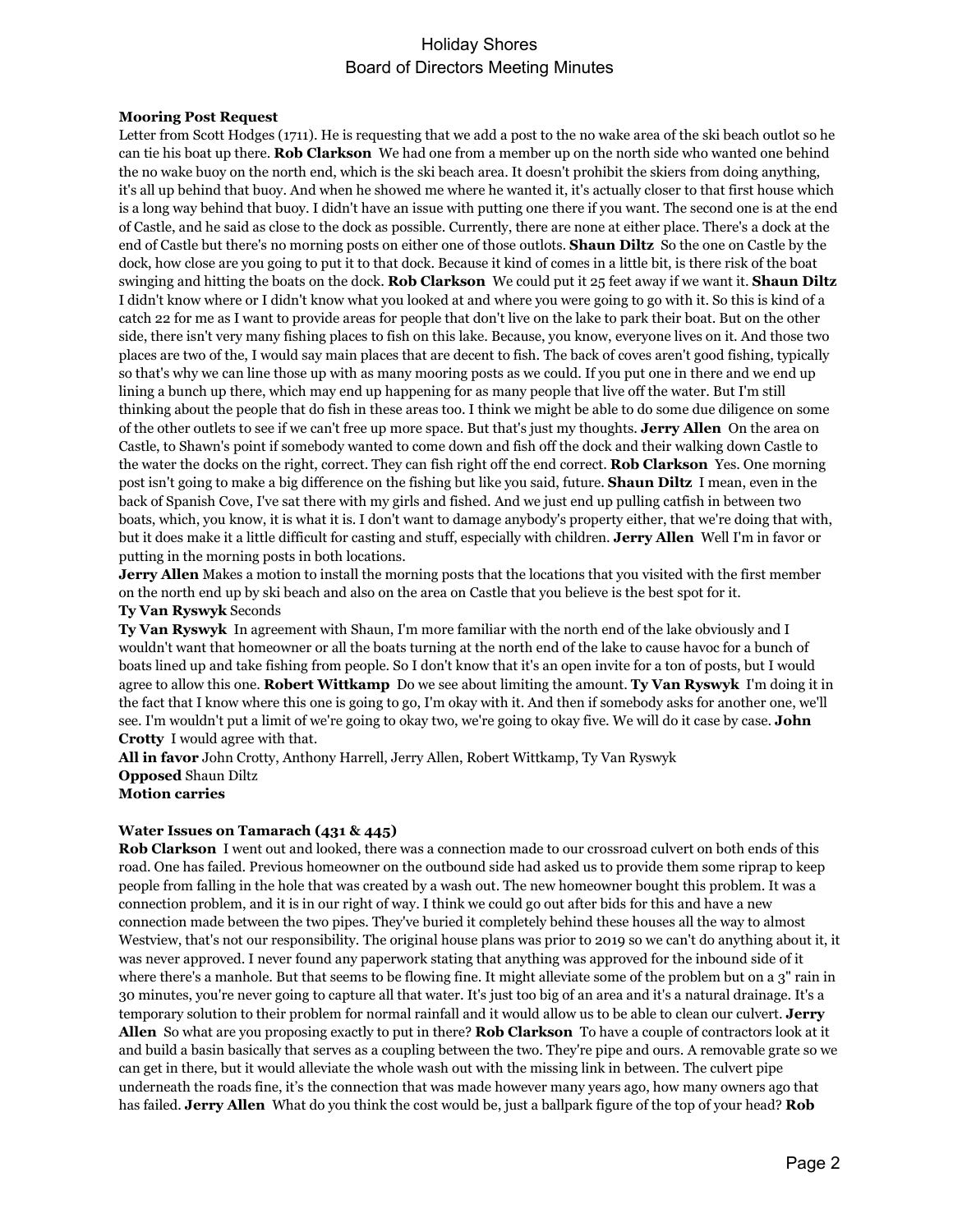**Mooring Post Request**

Letter from Scott Hodges (1711). He is requesting that we add a post to the no wake area of the ski beach outlot so he can tie his boat up there. **Rob Clarkson** We had one from a member up on the north side who wanted one behind the no wake buoy on the north end, which is the ski beach area. It doesn't prohibit the skiers from doing anything, it's all up behind that buoy. And when he showed me where he wanted it, it's actually closer to that first house which is a long way behind that buoy. I didn't have an issue with putting one there if you want. The second one is at the end of Castle, and he said as close to the dock as possible. Currently, there are none at either place. There's a dock at the end of Castle but there's no morning posts on either one of those outlots. **Shaun Diltz** So the one on Castle by the dock, how close are you going to put it to that dock. Because it kind of comes in a little bit, is there risk of the boat swinging and hitting the boats on the dock. **Rob Clarkson** We could put it 25 feet away if we want it. **Shaun Diltz** I didn't know where or I didn't know what you looked at and where you were going to go with it. So this is kind of a catch 22 for me as I want to provide areas for people that don't live on the lake to park their boat. But on the other side, there isn't very many fishing places to fish on this lake. Because, you know, everyone lives on it. And those two places are two of the, I would say main places that are decent to fish. The back of coves aren't good fishing, typically so that's why we can line those up with as many mooring posts as we could. If you put one in there and we end up lining a bunch up there, which may end up happening for as many people that live off the water. But I'm still thinking about the people that do fish in these areas too. I think we might be able to do some due diligence on some of the other outlets to see if we can't free up more space. But that's just my thoughts. **Jerry Allen** On the area on Castle, to Shawn's point if somebody wanted to come down and fish off the dock and their walking down Castle to the water the docks on the right, correct. They can fish right off the end correct. **Rob Clarkson** Yes. One morning post isn't going to make a big difference on the fishing but like you said, future. **Shaun Diltz** I mean, even in the back of Spanish Cove, I've sat there with my girls and fished. And we just end up pulling catfish in between two boats, which, you know, it is what it is. I don't want to damage anybody's property either, that we're doing that with, but it does make it a little difficult for casting and stuff, especially with children. **Jerry Allen** Well I'm in favor or putting in the morning posts in both locations.

**Jerry Allen** Makes a motion to install the morning posts that the locations that you visited with the first member on the north end up by ski beach and also on the area on Castle that you believe is the best spot for it.

**Ty Van Ryswyk** Seconds

**Ty Van Ryswyk** In agreement with Shaun, I'm more familiar with the north end of the lake obviously and I wouldn't want that homeowner or all the boats turning at the north end of the lake to cause havoc for a bunch of boats lined up and take fishing from people. So I don't know that it's an open invite for a ton of posts, but I would agree to allow this one. **Robert Wittkamp** Do we see about limiting the amount. **Ty Van Ryswyk** I'm doing it in the fact that I know where this one is going to go, I'm okay with it. And then if somebody asks for another one, we'll see. I'm wouldn't put a limit of we're going to okay two, we're going to okay five. We will do it case by case. **John Crotty** I would agree with that.

**All in favor** John Crotty, Anthony Harrell, Jerry Allen, Robert Wittkamp, Ty Van Ryswyk

**Opposed** Shaun Diltz

**Motion carries**

**Water Issues on Tamarach (431 & 445)**

**Rob Clarkson** I went out and looked, there was a connection made to our crossroad culvert on both ends of this road. One has failed. Previous homeowner on the outbound side had asked us to provide them some riprap to keep people from falling in the hole that was created by a wash out. The new homeowner bought this problem. It was a connection problem, and it is in our right of way. I think we could go out after bids for this and have a new connection made between the two pipes. They've buried it completely behind these houses all the way to almost Westview, that's not our responsibility. The original house plans was prior to 2019 so we can't do anything about it, it was never approved. I never found any paperwork stating that anything was approved for the inbound side of it where there's a manhole. But that seems to be flowing fine. It might alleviate some of the problem but on a 3" rain in 30 minutes, you're never going to capture all that water. It's just too big of an area and it's a natural drainage. It's a temporary solution to their problem for normal rainfall and it would allow us to be able to clean our culvert. **Jerry Allen** So what are you proposing exactly to put in there? **Rob Clarkson** To have a couple of contractors look at it and build a basin basically that serves as a coupling between the two. They're pipe and ours. A removable grate so we can get in there, but it would alleviate the whole wash out with the missing link in between. The culvert pipe underneath the roads fine, it's the connection that was made however many years ago, how many owners ago that has failed. **Jerry Allen** What do you think the cost would be, just a ballpark figure of the top of your head? **Rob**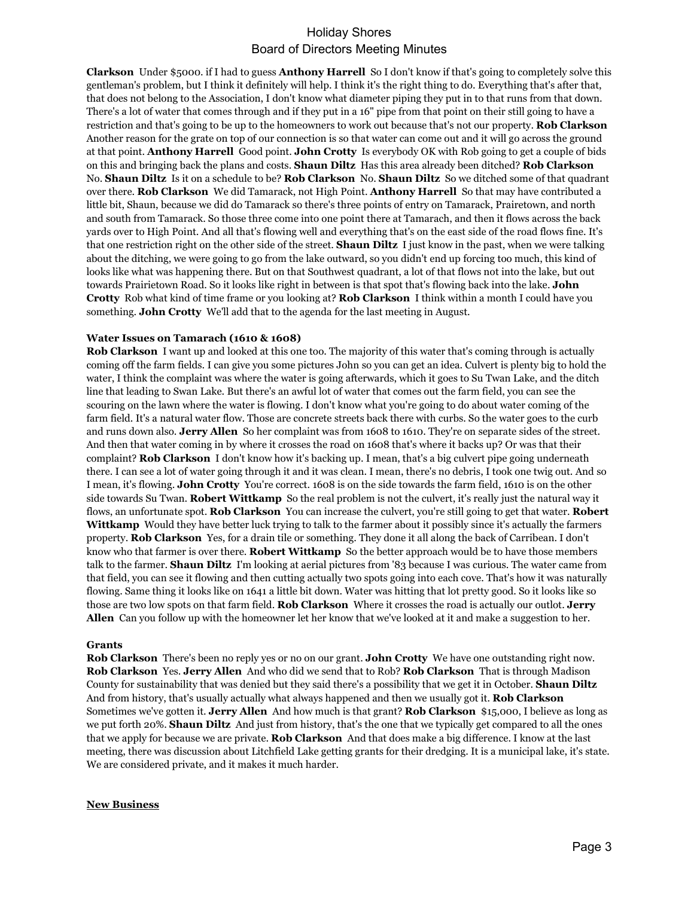**Clarkson** Under $5000. if I had to guess **Anthony Harrell** So I don't know if that's going to completely solve this gentleman's problem, but I think it definitely will help. I think it's the right thing to do. Everything that's after that, that does not belong to the Association, I don't know what diameter piping they put in to that runs from that down. There's a lot of water that comes through and if they put in a 16" pipe from that point on their still going to have a restriction and that's going to be up to the homeowners to work out because that's not our property. **Rob Clarkson** Another reason for the grate on top of our connection is so that water can come out and it will go across the ground at that point. **Anthony Harrell** Good point. **John Crotty** Is everybody OK with Rob going to get a couple of bids on this and bringing back the plans and costs. **Shaun Diltz** Has this area already been ditched? **Rob Clarkson** No. **Shaun Diltz** Is it on a schedule to be? **Rob Clarkson** No. **Shaun Diltz** So we ditched some of that quadrant over there. **Rob Clarkson** We did Tamarack, not High Point. **Anthony Harrell** So that may have contributed a little bit, Shaun, because we did do Tamarack so there's three points of entry on Tamarack, Prairetown, and north and south from Tamarack. So those three come into one point there at Tamarach, and then it flows across the back yards over to High Point. And all that's flowing well and everything that's on the east side of the road flows fine. It's that one restriction right on the other side of the street. **Shaun Diltz** I just know in the past, when we were talking about the ditching, we were going to go from the lake outward, so you didn't end up forcing too much, this kind of looks like what was happening there. But on that Southwest quadrant, a lot of that flows not into the lake, but out towards Prairietown Road. So it looks like right in between is that spot that's flowing back into the lake. **John Crotty** Rob what kind of time frame or you looking at? **Rob Clarkson** I think within a month I could have you something. **John Crotty** We'll add that to the agenda for the last meeting in August.

**Water Issues on Tamarach (1610 & 1608)**

**Rob Clarkson** I want up and looked at this one too. The majority of this water that's coming through is actually coming off the farm fields. I can give you some pictures John so you can get an idea. Culvert is plenty big to hold the water, I think the complaint was where the water is going afterwards, which it goes to Su Twan Lake, and the ditch line that leading to Swan Lake. But there's an awful lot of water that comes out the farm field, you can see the scouring on the lawn where the water is flowing. I don't know what you're going to do about water coming of the farm field. It's a natural water flow. Those are concrete streets back there with curbs. So the water goes to the curb and runs down also. **Jerry Allen** So her complaint was from 1608 to 1610. They're on separate sides of the street. And then that water coming in by where it crosses the road on 1608 that's where it backs up? Or was that their complaint? **Rob Clarkson** I don't know how it's backing up. I mean, that's a big culvert pipe going underneath there. I can see a lot of water going through it and it was clean. I mean, there's no debris, I took one twig out. And so I mean, it's flowing. **John Crotty** You're correct. 1608 is on the side towards the farm field, 1610 is on the other side towards Su Twan. **Robert Wittkamp** So the real problem is not the culvert, it's really just the natural way it flows, an unfortunate spot. **Rob Clarkson** You can increase the culvert, you're still going to get that water. **Robert Wittkamp** Would they have better luck trying to talk to the farmer about it possibly since it's actually the farmers property. **Rob Clarkson** Yes, for a drain tile or something. They done it all along the back of Carribean. I don't know who that farmer is over there. **Robert Wittkamp** So the better approach would be to have those members talk to the farmer. **Shaun Diltz** I'm looking at aerial pictures from '83 because I was curious. The water came from that field, you can see it flowing and then cutting actually two spots going into each cove. That's how it was naturally flowing. Same thing it looks like on 1641 a little bit down. Water was hitting that lot pretty good. So it looks like so those are two low spots on that farm field. **Rob Clarkson** Where it crosses the road is actually our outlot. **Jerry Allen** Can you follow up with the homeowner let her know that we've looked at it and make a suggestion to her.

**Grants**

**Rob Clarkson** There's been no reply yes or no on our grant. **John Crotty** We have one outstanding right now. **Rob Clarkson** Yes. **Jerry Allen** And who did we send that to Rob? **Rob Clarkson** That is through Madison County for sustainability that was denied but they said there's a possibility that we get it in October. **Shaun Diltz** And from history, that's usually actually what always happened and then we usually got it. **Rob Clarkson** Sometimes we've gotten it. **Jerry Allen** And how much is that grant? **Rob Clarkson** $15,000, I believe as long as we put forth 20%. **Shaun Diltz** And just from history, that's the one that we typically get compared to all the ones that we apply for because we are private. **Rob Clarkson** And that does make a big difference. I know at the last meeting, there was discussion about Litchfield Lake getting grants for their dredging. It is a municipal lake, it's state. We are considered private, and it makes it much harder.

**New Business**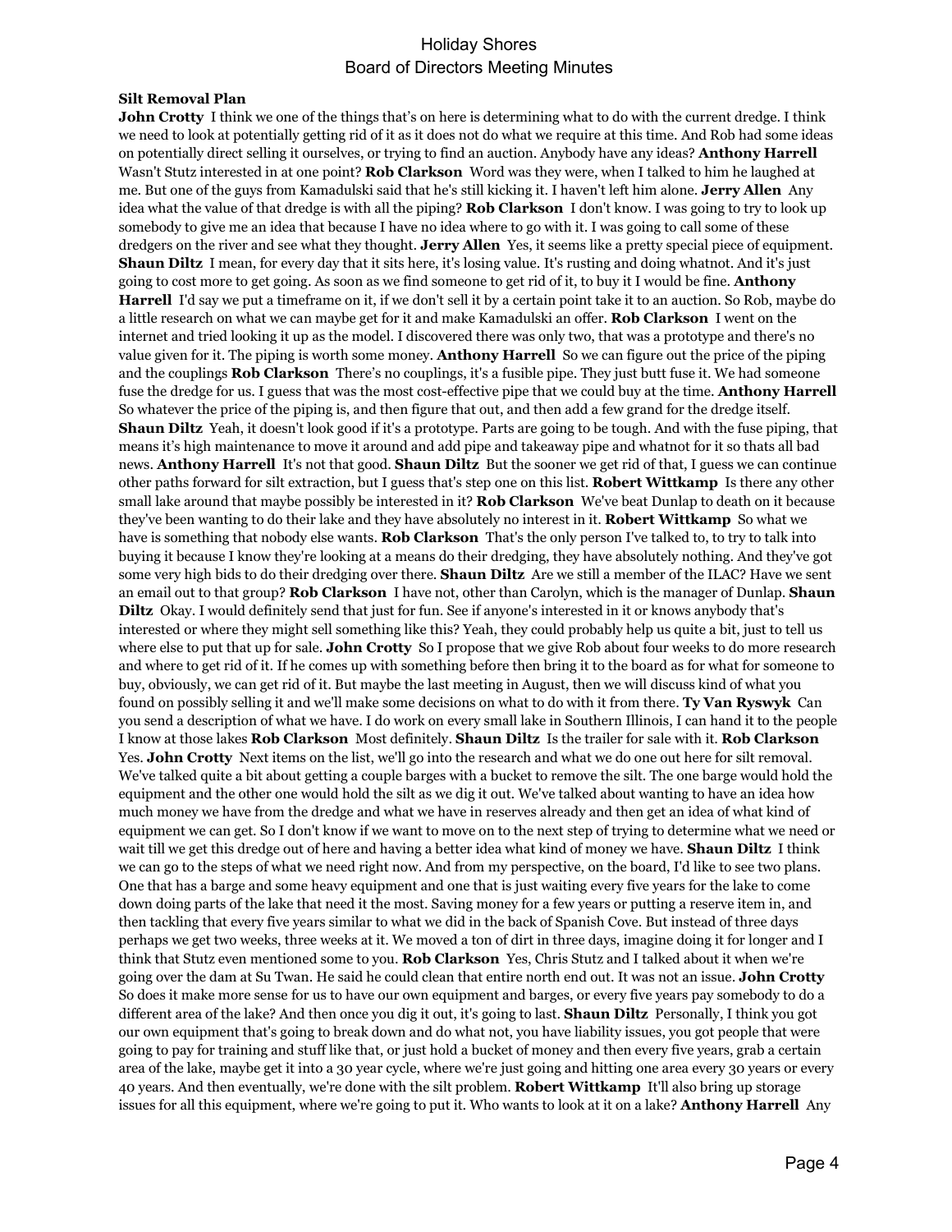**Silt Removal Plan**

**John Crotty** I think we one of the things that's on here is determining what to do with the current dredge. I think we need to look at potentially getting rid of it as it does not do what we require at this time. And Rob had some ideas on potentially direct selling it ourselves, or trying to find an auction. Anybody have any ideas? **Anthony Harrell** Wasn't Stutz interested in at one point? **Rob Clarkson** Word was they were, when I talked to him he laughed at me. But one of the guys from Kamadulski said that he's still kicking it. I haven't left him alone. **Jerry Allen** Any idea what the value of that dredge is with all the piping? **Rob Clarkson** I don't know. I was going to try to look up somebody to give me an idea that because I have no idea where to go with it. I was going to call some of these dredgers on the river and see what they thought. **Jerry Allen** Yes, it seems like a pretty special piece of equipment. **Shaun Diltz** I mean, for every day that it sits here, it's losing value. It's rusting and doing whatnot. And it's just going to cost more to get going. As soon as we find someone to get rid of it, to buy it I would be fine. **Anthony Harrell** I'd say we put a timeframe on it, if we don't sell it by a certain point take it to an auction. So Rob, maybe do a little research on what we can maybe get for it and make Kamadulski an offer. **Rob Clarkson** I went on the internet and tried looking it up as the model. I discovered there was only two, that was a prototype and there's no value given for it. The piping is worth some money. **Anthony Harrell** So we can figure out the price of the piping and the couplings **Rob Clarkson** There's no couplings, it's a fusible pipe. They just butt fuse it. We had someone fuse the dredge for us. I guess that was the most cost-effective pipe that we could buy at the time. **Anthony Harrell** So whatever the price of the piping is, and then figure that out, and then add a few grand for the dredge itself. **Shaun Diltz** Yeah, it doesn't look good if it's a prototype. Parts are going to be tough. And with the fuse piping, that means it's high maintenance to move it around and add pipe and takeaway pipe and whatnot for it so thats all bad news. **Anthony Harrell** It's not that good. **Shaun Diltz** But the sooner we get rid of that, I guess we can continue other paths forward for silt extraction, but I guess that's step one on this list. **Robert Wittkamp** Is there any other small lake around that maybe possibly be interested in it? **Rob Clarkson** We've beat Dunlap to death on it because they've been wanting to do their lake and they have absolutely no interest in it. **Robert Wittkamp** So what we have is something that nobody else wants. **Rob Clarkson** That's the only person I've talked to, to try to talk into buying it because I know they're looking at a means do their dredging, they have absolutely nothing. And they've got some very high bids to do their dredging over there. **Shaun Diltz** Are we still a member of the ILAC? Have we sent an email out to that group? **Rob Clarkson** I have not, other than Carolyn, which is the manager of Dunlap. **Shaun Diltz** Okay. I would definitely send that just for fun. See if anyone's interested in it or knows anybody that's interested or where they might sell something like this? Yeah, they could probably help us quite a bit, just to tell us where else to put that up for sale. **John Crotty** So I propose that we give Rob about four weeks to do more research and where to get rid of it. If he comes up with something before then bring it to the board as for what for someone to buy, obviously, we can get rid of it. But maybe the last meeting in August, then we will discuss kind of what you found on possibly selling it and we'll make some decisions on what to do with it from there. **Ty Van Ryswyk** Can you send a description of what we have. I do work on every small lake in Southern Illinois, I can hand it to the people I know at those lakes **Rob Clarkson** Most definitely. **Shaun Diltz** Is the trailer for sale with it. **Rob Clarkson** Yes. **John Crotty** Next items on the list, we'll go into the research and what we do one out here for silt removal. We've talked quite a bit about getting a couple barges with a bucket to remove the silt. The one barge would hold the equipment and the other one would hold the silt as we dig it out. We've talked about wanting to have an idea how much money we have from the dredge and what we have in reserves already and then get an idea of what kind of equipment we can get. So I don't know if we want to move on to the next step of trying to determine what we need or wait till we get this dredge out of here and having a better idea what kind of money we have. **Shaun Diltz** I think we can go to the steps of what we need right now. And from my perspective, on the board, I'd like to see two plans. One that has a barge and some heavy equipment and one that is just waiting every five years for the lake to come down doing parts of the lake that need it the most. Saving money for a few years or putting a reserve item in, and then tackling that every five years similar to what we did in the back of Spanish Cove. But instead of three days perhaps we get two weeks, three weeks at it. We moved a ton of dirt in three days, imagine doing it for longer and I think that Stutz even mentioned some to you. **Rob Clarkson** Yes, Chris Stutz and I talked about it when we're going over the dam at Su Twan. He said he could clean that entire north end out. It was not an issue. **John Crotty** So does it make more sense for us to have our own equipment and barges, or every five years pay somebody to do a different area of the lake? And then once you dig it out, it's going to last. **Shaun Diltz** Personally, I think you got our own equipment that's going to break down and do what not, you have liability issues, you got people that were going to pay for training and stuff like that, or just hold a bucket of money and then every five years, grab a certain area of the lake, maybe get it into a 30 year cycle, where we're just going and hitting one area every 30 years or every 40 years. And then eventually, we're done with the silt problem. **Robert Wittkamp** It'll also bring up storage issues for all this equipment, where we're going to put it. Who wants to look at it on a lake? **Anthony Harrell** Any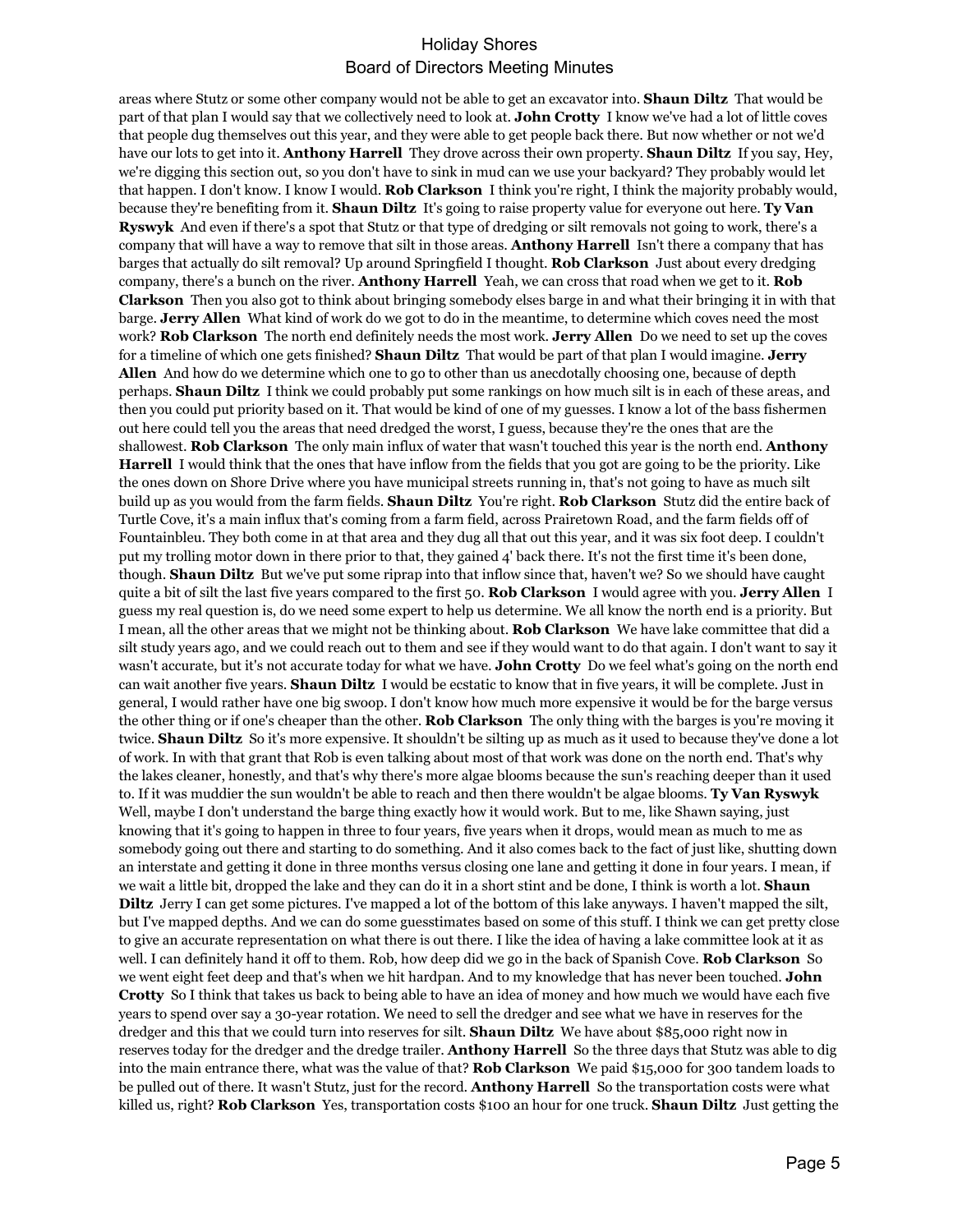areas where Stutz or some other company would not be able to get an excavator into. **Shaun Diltz** That would be part of that plan I would say that we collectively need to look at. **John Crotty** I know we've had a lot of little coves that people dug themselves out this year, and they were able to get people back there. But now whether or not we'd have our lots to get into it. **Anthony Harrell** They drove across their own property. **Shaun Diltz** If you say, Hey, we're digging this section out, so you don't have to sink in mud can we use your backyard? They probably would let that happen. I don't know. I know I would. **Rob Clarkson** I think you're right, I think the majority probably would, because they're benefiting from it. **Shaun Diltz** It's going to raise property value for everyone out here. **Ty Van Ryswyk** And even if there's a spot that Stutz or that type of dredging or silt removals not going to work, there's a company that will have a way to remove that silt in those areas. **Anthony Harrell** Isn't there a company that has barges that actually do silt removal? Up around Springfield I thought. **Rob Clarkson** Just about every dredging company, there's a bunch on the river. **Anthony Harrell** Yeah, we can cross that road when we get to it. **Rob Clarkson** Then you also got to think about bringing somebody elses barge in and what their bringing it in with that barge. **Jerry Allen** What kind of work do we got to do in the meantime, to determine which coves need the most work? **Rob Clarkson** The north end definitely needs the most work. **Jerry Allen** Do we need to set up the coves for a timeline of which one gets finished? **Shaun Diltz** That would be part of that plan I would imagine. **Jerry Allen** And how do we determine which one to go to other than us anecdotally choosing one, because of depth perhaps. **Shaun Diltz** I think we could probably put some rankings on how much silt is in each of these areas, and then you could put priority based on it. That would be kind of one of my guesses. I know a lot of the bass fishermen out here could tell you the areas that need dredged the worst, I guess, because they're the ones that are the shallowest. **Rob Clarkson** The only main influx of water that wasn't touched this year is the north end. **Anthony Harrell** I would think that the ones that have inflow from the fields that you got are going to be the priority. Like the ones down on Shore Drive where you have municipal streets running in, that's not going to have as much silt build up as you would from the farm fields. **Shaun Diltz** You're right. **Rob Clarkson** Stutz did the entire back of Turtle Cove, it's a main influx that's coming from a farm field, across Prairetown Road, and the farm fields off of Fountainbleu. They both come in at that area and they dug all that out this year, and it was six foot deep. I couldn't put my trolling motor down in there prior to that, they gained 4' back there. It's not the first time it's been done, though. **Shaun Diltz** But we've put some riprap into that inflow since that, haven't we? So we should have caught quite a bit of silt the last five years compared to the first 50. **Rob Clarkson** I would agree with you. **Jerry Allen** I guess my real question is, do we need some expert to help us determine. We all know the north end is a priority. But I mean, all the other areas that we might not be thinking about. **Rob Clarkson** We have lake committee that did a silt study years ago, and we could reach out to them and see if they would want to do that again. I don't want to say it wasn't accurate, but it's not accurate today for what we have. **John Crotty** Do we feel what's going on the north end can wait another five years. **Shaun Diltz** I would be ecstatic to know that in five years, it will be complete. Just in general, I would rather have one big swoop. I don't know how much more expensive it would be for the barge versus the other thing or if one's cheaper than the other. **Rob Clarkson** The only thing with the barges is you're moving it twice. **Shaun Diltz** So it's more expensive. It shouldn't be silting up as much as it used to because they've done a lot of work. In with that grant that Rob is even talking about most of that work was done on the north end. That's why the lakes cleaner, honestly, and that's why there's more algae blooms because the sun's reaching deeper than it used to. If it was muddier the sun wouldn't be able to reach and then there wouldn't be algae blooms. **Ty Van Ryswyk** Well, maybe I don't understand the barge thing exactly how it would work. But to me, like Shawn saying, just knowing that it's going to happen in three to four years, five years when it drops, would mean as much to me as somebody going out there and starting to do something. And it also comes back to the fact of just like, shutting down an interstate and getting it done in three months versus closing one lane and getting it done in four years. I mean, if we wait a little bit, dropped the lake and they can do it in a short stint and be done, I think is worth a lot. **Shaun Diltz** Jerry I can get some pictures. I've mapped a lot of the bottom of this lake anyways. I haven't mapped the silt, but I've mapped depths. And we can do some guesstimates based on some of this stuff. I think we can get pretty close to give an accurate representation on what there is out there. I like the idea of having a lake committee look at it as well. I can definitely hand it off to them. Rob, how deep did we go in the back of Spanish Cove. **Rob Clarkson** So we went eight feet deep and that's when we hit hardpan. And to my knowledge that has never been touched. **John Crotty** So I think that takes us back to being able to have an idea of money and how much we would have each five years to spend over say a 30-year rotation. We need to sell the dredger and see what we have in reserves for the dredger and this that we could turn into reserves for silt. **Shaun Diltz** We have about $85,000 right now in reserves today for the dredger and the dredge trailer. **Anthony Harrell** So the three days that Stutz was able to dig into the main entrance there, what was the value of that? **Rob Clarkson** We paid $15,000 for 300 tandem loads to be pulled out of there. It wasn't Stutz, just for the record. **Anthony Harrell** So the transportation costs were what killed us, right? **Rob Clarkson** Yes, transportation costs $100 an hour for one truck. **Shaun Diltz** Just getting the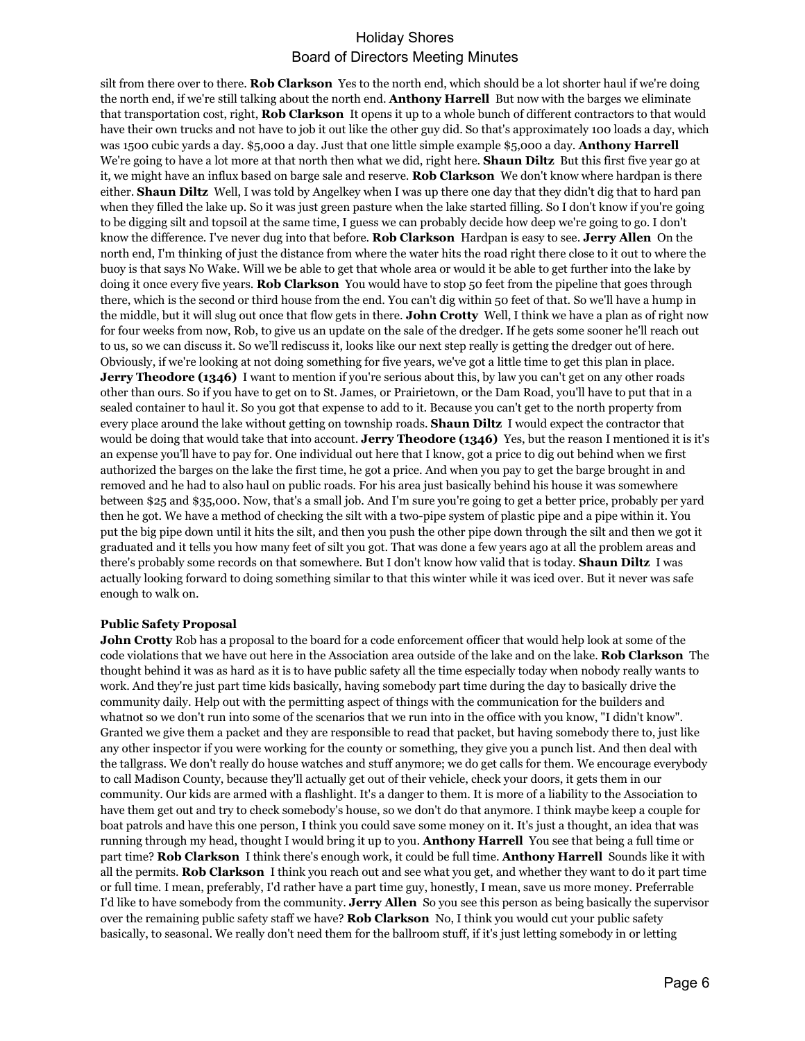silt from there over to there. **Rob Clarkson** Yes to the north end, which should be a lot shorter haul if we're doing the north end, if we're still talking about the north end. **Anthony Harrell** But now with the barges we eliminate that transportation cost, right, **Rob Clarkson** It opens it up to a whole bunch of different contractors to that would have their own trucks and not have to job it out like the other guy did. So that's approximately 100 loads a day, which was 1500 cubic yards a day. $5,000 a day. Just that one little simple example $5,000 a day. **Anthony Harrell** We're going to have a lot more at that north then what we did, right here. **Shaun Diltz** But this first five year go at it, we might have an influx based on barge sale and reserve. **Rob Clarkson** We don't know where hardpan is there either. **Shaun Diltz** Well, I was told by Angelkey when I was up there one day that they didn't dig that to hard pan when they filled the lake up. So it was just green pasture when the lake started filling. So I don't know if you're going to be digging silt and topsoil at the same time, I guess we can probably decide how deep we're going to go. I don't know the difference. I've never dug into that before. **Rob Clarkson** Hardpan is easy to see. **Jerry Allen** On the north end, I'm thinking of just the distance from where the water hits the road right there close to it out to where the buoy is that says No Wake. Will we be able to get that whole area or would it be able to get further into the lake by doing it once every five years. **Rob Clarkson** You would have to stop 50 feet from the pipeline that goes through there, which is the second or third house from the end. You can't dig within 50 feet of that. So we'll have a hump in the middle, but it will slug out once that flow gets in there. **John Crotty** Well, I think we have a plan as of right now for four weeks from now, Rob, to give us an update on the sale of the dredger. If he gets some sooner he'll reach out to us, so we can discuss it. So we'll rediscuss it, looks like our next step really is getting the dredger out of here. Obviously, if we're looking at not doing something for five years, we've got a little time to get this plan in place. **Jerry Theodore (1346)** I want to mention if you're serious about this, by law you can't get on any other roads other than ours. So if you have to get on to St. James, or Prairietown, or the Dam Road, you'll have to put that in a sealed container to haul it. So you got that expense to add to it. Because you can't get to the north property from every place around the lake without getting on township roads. **Shaun Diltz** I would expect the contractor that would be doing that would take that into account. **Jerry Theodore (1346)** Yes, but the reason I mentioned it is it's an expense you'll have to pay for. One individual out here that I know, got a price to dig out behind when we first authorized the barges on the lake the first time, he got a price. And when you pay to get the barge brought in and removed and he had to also haul on public roads. For his area just basically behind his house it was somewhere between $25 and $35,000. Now, that's a small job. And I'm sure you're going to get a better price, probably per yard then he got. We have a method of checking the silt with a two-pipe system of plastic pipe and a pipe within it. You put the big pipe down until it hits the silt, and then you push the other pipe down through the silt and then we got it graduated and it tells you how many feet of silt you got. That was done a few years ago at all the problem areas and there's probably some records on that somewhere. But I don't know how valid that is today. **Shaun Diltz** I was actually looking forward to doing something similar to that this winter while it was iced over. But it never was safe enough to walk on.

**Public Safety Proposal**

**John Crotty** Rob has a proposal to the board for a code enforcement officer that would help look at some of the code violations that we have out here in the Association area outside of the lake and on the lake. **Rob Clarkson** The thought behind it was as hard as it is to have public safety all the time especially today when nobody really wants to work. And they're just part time kids basically, having somebody part time during the day to basically drive the community daily. Help out with the permitting aspect of things with the communication for the builders and whatnot so we don't run into some of the scenarios that we run into in the office with you know, "I didn't know". Granted we give them a packet and they are responsible to read that packet, but having somebody there to, just like any other inspector if you were working for the county or something, they give you a punch list. And then deal with the tallgrass. We don't really do house watches and stuff anymore; we do get calls for them. We encourage everybody to call Madison County, because they'll actually get out of their vehicle, check your doors, it gets them in our community. Our kids are armed with a flashlight. It's a danger to them. It is more of a liability to the Association to have them get out and try to check somebody's house, so we don't do that anymore. I think maybe keep a couple for boat patrols and have this one person, I think you could save some money on it. It's just a thought, an idea that was running through my head, thought I would bring it up to you. **Anthony Harrell** You see that being a full time or part time? **Rob Clarkson** I think there's enough work, it could be full time. **Anthony Harrell** Sounds like it with all the permits. **Rob Clarkson** I think you reach out and see what you get, and whether they want to do it part time or full time. I mean, preferably, I'd rather have a part time guy, honestly, I mean, save us more money. Preferrable I'd like to have somebody from the community. **Jerry Allen** So you see this person as being basically the supervisor over the remaining public safety staff we have? **Rob Clarkson** No, I think you would cut your public safety basically, to seasonal. We really don't need them for the ballroom stuff, if it's just letting somebody in or letting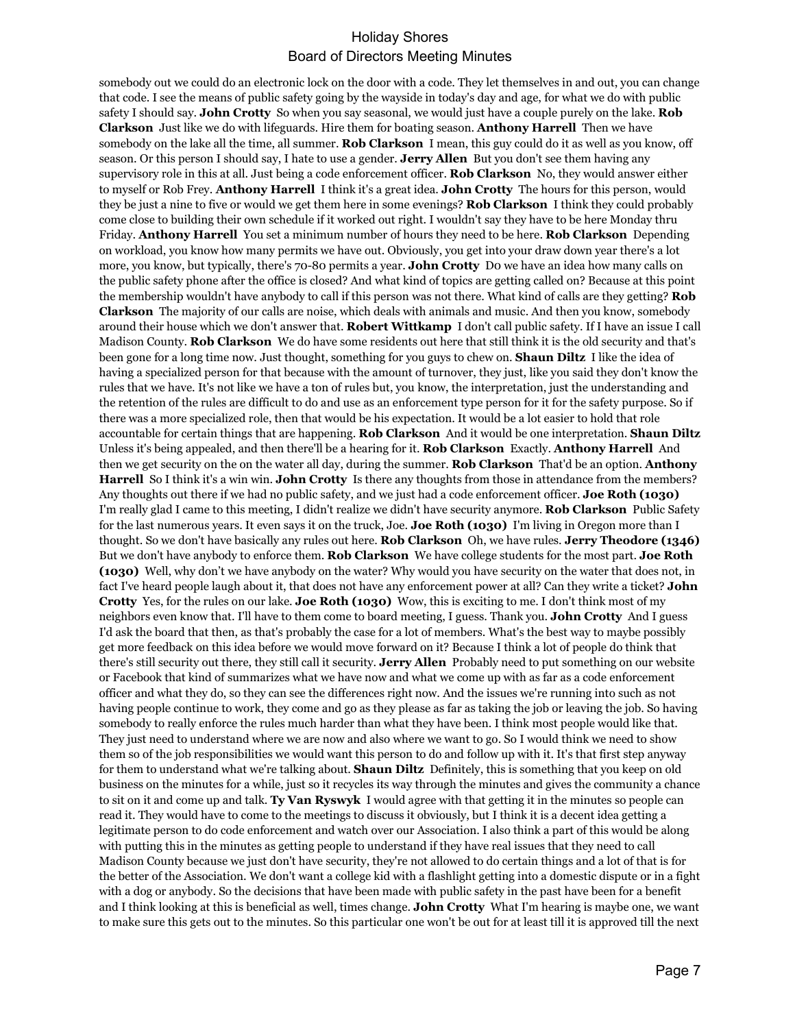somebody out we could do an electronic lock on the door with a code. They let themselves in and out, you can change that code. I see the means of public safety going by the wayside in today's day and age, for what we do with public safety I should say. **John Crotty** So when you say seasonal, we would just have a couple purely on the lake. **Rob Clarkson** Just like we do with lifeguards. Hire them for boating season. **Anthony Harrell** Then we have somebody on the lake all the time, all summer. **Rob Clarkson** I mean, this guy could do it as well as you know, off season. Or this person I should say, I hate to use a gender. **Jerry Allen** But you don't see them having any supervisory role in this at all. Just being a code enforcement officer. **Rob Clarkson** No, they would answer either to myself or Rob Frey. **Anthony Harrell** I think it's a great idea. **John Crotty** The hours for this person, would they be just a nine to five or would we get them here in some evenings? **Rob Clarkson** I think they could probably come close to building their own schedule if it worked out right. I wouldn't say they have to be here Monday thru Friday. **Anthony Harrell** You set a minimum number of hours they need to be here. **Rob Clarkson** Depending on workload, you know how many permits we have out. Obviously, you get into your draw down year there's a lot more, you know, but typically, there's 70-80 permits a year. **John Crotty** Do we have an idea how many calls on the public safety phone after the office is closed? And what kind of topics are getting called on? Because at this point the membership wouldn't have anybody to call if this person was not there. What kind of calls are they getting? **Rob Clarkson** The majority of our calls are noise, which deals with animals and music. And then you know, somebody around their house which we don't answer that. **Robert Wittkamp** I don't call public safety. If I have an issue I call Madison County. **Rob Clarkson** We do have some residents out here that still think it is the old security and that's been gone for a long time now. Just thought, something for you guys to chew on. **Shaun Diltz** I like the idea of having a specialized person for that because with the amount of turnover, they just, like you said they don't know the rules that we have. It's not like we have a ton of rules but, you know, the interpretation, just the understanding and the retention of the rules are difficult to do and use as an enforcement type person for it for the safety purpose. So if there was a more specialized role, then that would be his expectation. It would be a lot easier to hold that role accountable for certain things that are happening. **Rob Clarkson** And it would be one interpretation. **Shaun Diltz** Unless it's being appealed, and then there'll be a hearing for it. **Rob Clarkson** Exactly. **Anthony Harrell** And then we get security on the on the water all day, during the summer. **Rob Clarkson** That'd be an option. **Anthony Harrell** So I think it's a win win. **John Crotty** Is there any thoughts from those in attendance from the members? Any thoughts out there if we had no public safety, and we just had a code enforcement officer. **Joe Roth (1030)** I'm really glad I came to this meeting, I didn't realize we didn't have security anymore. **Rob Clarkson** Public Safety for the last numerous years. It even says it on the truck, Joe. **Joe Roth (1030)** I'm living in Oregon more than I thought. So we don't have basically any rules out here. **Rob Clarkson** Oh, we have rules. **Jerry Theodore (1346)** But we don't have anybody to enforce them. **Rob Clarkson** We have college students for the most part. **Joe Roth (1030)** Well, why don't we have anybody on the water? Why would you have security on the water that does not, in fact I've heard people laugh about it, that does not have any enforcement power at all? Can they write a ticket? **John Crotty** Yes, for the rules on our lake. **Joe Roth (1030)** Wow, this is exciting to me. I don't think most of my neighbors even know that. I'll have to them come to board meeting, I guess. Thank you. **John Crotty** And I guess I'd ask the board that then, as that's probably the case for a lot of members. What's the best way to maybe possibly get more feedback on this idea before we would move forward on it? Because I think a lot of people do think that there's still security out there, they still call it security. **Jerry Allen** Probably need to put something on our website or Facebook that kind of summarizes what we have now and what we come up with as far as a code enforcement officer and what they do, so they can see the differences right now. And the issues we're running into such as not having people continue to work, they come and go as they please as far as taking the job or leaving the job. So having somebody to really enforce the rules much harder than what they have been. I think most people would like that. They just need to understand where we are now and also where we want to go. So I would think we need to show them so of the job responsibilities we would want this person to do and follow up with it. It's that first step anyway for them to understand what we're talking about. **Shaun Diltz** Definitely, this is something that you keep on old business on the minutes for a while, just so it recycles its way through the minutes and gives the community a chance to sit on it and come up and talk. **Ty Van Ryswyk** I would agree with that getting it in the minutes so people can read it. They would have to come to the meetings to discuss it obviously, but I think it is a decent idea getting a legitimate person to do code enforcement and watch over our Association. I also think a part of this would be along with putting this in the minutes as getting people to understand if they have real issues that they need to call Madison County because we just don't have security, they're not allowed to do certain things and a lot of that is for the better of the Association. We don't want a college kid with a flashlight getting into a domestic dispute or in a fight with a dog or anybody. So the decisions that have been made with public safety in the past have been for a benefit and I think looking at this is beneficial as well, times change. **John Crotty** What I'm hearing is maybe one, we want to make sure this gets out to the minutes. So this particular one won't be out for at least till it is approved till the next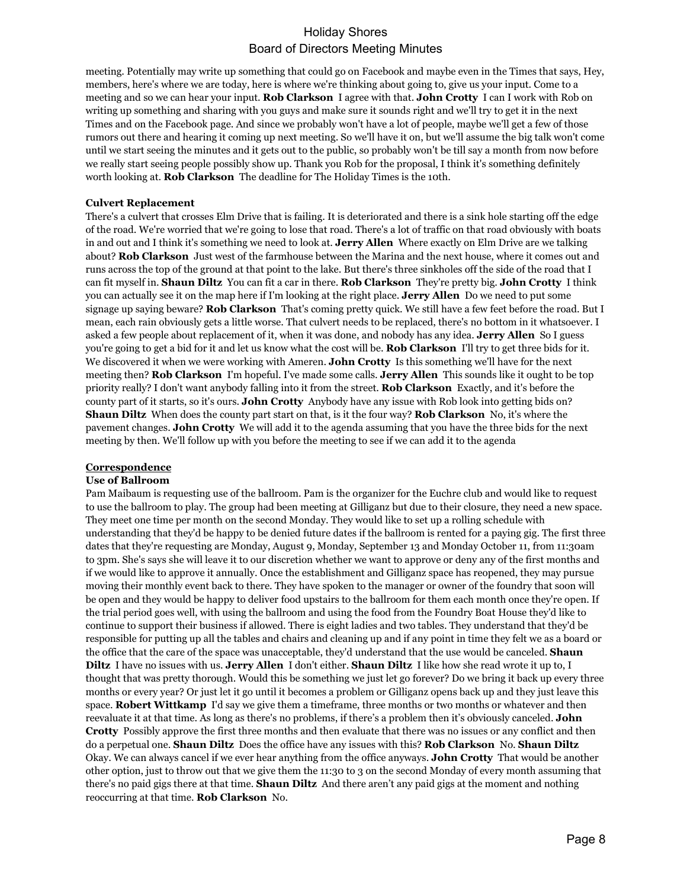meeting. Potentially may write up something that could go on Facebook and maybe even in the Times that says, Hey, members, here's where we are today, here is where we're thinking about going to, give us your input. Come to a meeting and so we can hear your input. **Rob Clarkson** I agree with that. **John Crotty** I can I work with Rob on writing up something and sharing with you guys and make sure it sounds right and we'll try to get it in the next Times and on the Facebook page. And since we probably won't have a lot of people, maybe we'll get a few of those rumors out there and hearing it coming up next meeting. So we'll have it on, but we'll assume the big talk won't come until we start seeing the minutes and it gets out to the public, so probably won't be till say a month from now before we really start seeing people possibly show up. Thank you Rob for the proposal, I think it's something definitely worth looking at. **Rob Clarkson** The deadline for The Holiday Times is the 10th.

**Culvert Replacement**

There's a culvert that crosses Elm Drive that is failing. It is deteriorated and there is a sink hole starting off the edge of the road. We're worried that we're going to lose that road. There's a lot of traffic on that road obviously with boats in and out and I think it's something we need to look at. **Jerry Allen** Where exactly on Elm Drive are we talking about? **Rob Clarkson** Just west of the farmhouse between the Marina and the next house, where it comes out and runs across the top of the ground at that point to the lake. But there's three sinkholes off the side of the road that I can fit myself in. **Shaun Diltz** You can fit a car in there. **Rob Clarkson** They're pretty big. **John Crotty** I think you can actually see it on the map here if I'm looking at the right place. **Jerry Allen** Do we need to put some signage up saying beware? **Rob Clarkson** That's coming pretty quick. We still have a few feet before the road. But I mean, each rain obviously gets a little worse. That culvert needs to be replaced, there's no bottom in it whatsoever. I asked a few people about replacement of it, when it was done, and nobody has any idea. **Jerry Allen** So I guess you're going to get a bid for it and let us know what the cost will be. **Rob Clarkson** I'll try to get three bids for it. We discovered it when we were working with Ameren. **John Crotty** Is this something we'll have for the next meeting then? **Rob Clarkson** I'm hopeful. I've made some calls. **Jerry Allen** This sounds like it ought to be top priority really? I don't want anybody falling into it from the street. **Rob Clarkson** Exactly, and it's before the county part of it starts, so it's ours. **John Crotty** Anybody have any issue with Rob look into getting bids on? **Shaun Diltz** When does the county part start on that, is it the four way? **Rob Clarkson** No, it's where the pavement changes. **John Crotty** We will add it to the agenda assuming that you have the three bids for the next meeting by then. We'll follow up with you before the meeting to see if we can add it to the agenda

**<u>Correspondence</u>**

**Use of Ballroom**

Pam Maibaum is requesting use of the ballroom. Pam is the organizer for the Euchre club and would like to request to use the ballroom to play. The group had been meeting at Gilliganz but due to their closure, they need a new space. They meet one time per month on the second Monday. They would like to set up a rolling schedule with understanding that they'd be happy to be denied future dates if the ballroom is rented for a paying gig. The first three dates that they're requesting are Monday, August 9, Monday, September 13 and Monday October 11, from 11:30am to 3pm. She's says she will leave it to our discretion whether we want to approve or deny any of the first months and if we would like to approve it annually. Once the establishment and Gilliganz space has reopened, they may pursue moving their monthly event back to there. They have spoken to the manager or owner of the foundry that soon will be open and they would be happy to deliver food upstairs to the ballroom for them each month once they're open. If the trial period goes well, with using the ballroom and using the food from the Foundry Boat House they'd like to continue to support their business if allowed. There is eight ladies and two tables. They understand that they'd be responsible for putting up all the tables and chairs and cleaning up and if any point in time they felt we as a board or the office that the care of the space was unacceptable, they'd understand that the use would be canceled. **Shaun Diltz** I have no issues with us. **Jerry Allen** I don't either. **Shaun Diltz** I like how she read wrote it up to, I thought that was pretty thorough. Would this be something we just let go forever? Do we bring it back up every three months or every year? Or just let it go until it becomes a problem or Gilliganz opens back up and they just leave this space. **Robert Wittkamp** I'd say we give them a timeframe, three months or two months or whatever and then reevaluate it at that time. As long as there's no problems, if there's a problem then it's obviously canceled. **John Crotty** Possibly approve the first three months and then evaluate that there was no issues or any conflict and then do a perpetual one. **Shaun Diltz** Does the office have any issues with this? **Rob Clarkson** No. **Shaun Diltz** Okay. We can always cancel if we ever hear anything from the office anyways. **John Crotty** That would be another other option, just to throw out that we give them the 11:30 to 3 on the second Monday of every month assuming that there's no paid gigs there at that time. **Shaun Diltz** And there aren't any paid gigs at the moment and nothing reoccurring at that time. **Rob Clarkson** No.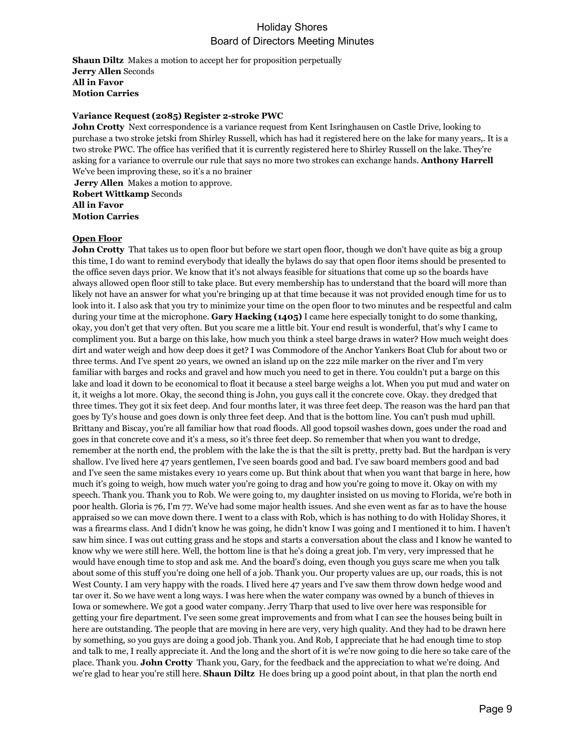**Shaun Diltz** Makes a motion to accept her for proposition perpetually
**Jerry Allen** Seconds
**All in Favor**
**Motion Carries**

**Variance Request (2085) Register 2-stroke PWC**
**John Crotty** Next correspondence is a variance request from Kent Isringhausen on Castle Drive, looking to purchase a two stroke jetski from Shirley Russell, which has had it registered here on the lake for many years,. It is a two stroke PWC. The office has verified that it is currently registered here to Shirley Russell on the lake. They're asking for a variance to overrule our rule that says no more two strokes can exchange hands. **Anthony Harrell** We've been improving these, so it's a no brainer
**Jerry Allen** Makes a motion to approve.
**Robert Wittkamp** Seconds
**All in Favor**
**Motion Carries**

**Open Floor**
**John Crotty** That takes us to open floor but before we start open floor, though we don't have quite as big a group this time, I do want to remind everybody that ideally the bylaws do say that open floor items should be presented to the office seven days prior. We know that it's not always feasible for situations that come up so the boards have always allowed open floor still to take place. But every membership has to understand that the board will more than likely not have an answer for what you're bringing up at that time because it was not provided enough time for us to look into it. I also ask that you try to minimize your time on the open floor to two minutes and be respectful and calm during your time at the microphone. **Gary Hacking (1405)** I came here especially tonight to do some thanking, okay, you don't get that very often. But you scare me a little bit. Your end result is wonderful, that's why I came to compliment you. But a barge on this lake, how much you think a steel barge draws in water? How much weight does dirt and water weigh and how deep does it get? I was Commodore of the Anchor Yankers Boat Club for about two or three terms. And I've spent 20 years, we owned an island up on the 222 mile marker on the river and I'm very familiar with barges and rocks and gravel and how much you need to get in there. You couldn't put a barge on this lake and load it down to be economical to float it because a steel barge weighs a lot. When you put mud and water on it, it weighs a lot more. Okay, the second thing is John, you guys call it the concrete cove. Okay. they dredged that three times. They got it six feet deep. And four months later, it was three feet deep. The reason was the hard pan that goes by Ty's house and goes down is only three feet deep. And that is the bottom line. You can't push mud uphill. Brittany and Biscay, you're all familiar how that road floods. All good topsoil washes down, goes under the road and goes in that concrete cove and it's a mess, so it's three feet deep. So remember that when you want to dredge, remember at the north end, the problem with the lake the is that the silt is pretty, pretty bad. But the hardpan is very shallow. I've lived here 47 years gentlemen, I've seen boards good and bad. I've saw board members good and bad and I've seen the same mistakes every 10 years come up. But think about that when you want that barge in here, how much it's going to weigh, how much water you're going to drag and how you're going to move it. Okay on with my speech. Thank you. Thank you to Rob. We were going to, my daughter insisted on us moving to Florida, we're both in poor health. Gloria is 76, I'm 77. We've had some major health issues. And she even went as far as to have the house appraised so we can move down there. I went to a class with Rob, which is has nothing to do with Holiday Shores, it was a firearms class. And I didn't know he was going, he didn't know I was going and I mentioned it to him. I haven't saw him since. I was out cutting grass and he stops and starts a conversation about the class and I know he wanted to know why we were still here. Well, the bottom line is that he's doing a great job. I'm very, very impressed that he would have enough time to stop and ask me. And the board's doing, even though you guys scare me when you talk about some of this stuff you're doing one hell of a job. Thank you. Our property values are up, our roads, this is not West County. I am very happy with the roads. I lived here 47 years and I've saw them throw down hedge wood and tar over it. So we have went a longs ways. I was here when the water company was owned by a bunch of thieves in Iowa or somewhere. We got a good water company. Jerry Tharp that used to live over here was responsible for getting your fire department. I've seen some great improvements and from what I can see the houses being built in here are outstanding. The people that are moving in here are very, very high quality. And they had to be drawn here by something, so you guys are doing a good job. Thank you. And Rob, I appreciate that he had enough time to stop and talk to me, I really appreciate it. And the long and the short of it is we're now going to die here so take care of the place. Thank you. **John Crotty** Thank you, Gary, for the feedback and the appreciation to what we're doing. And we're glad to hear you're still here. **Shaun Diltz** He does bring up a good point about, in that plan the north end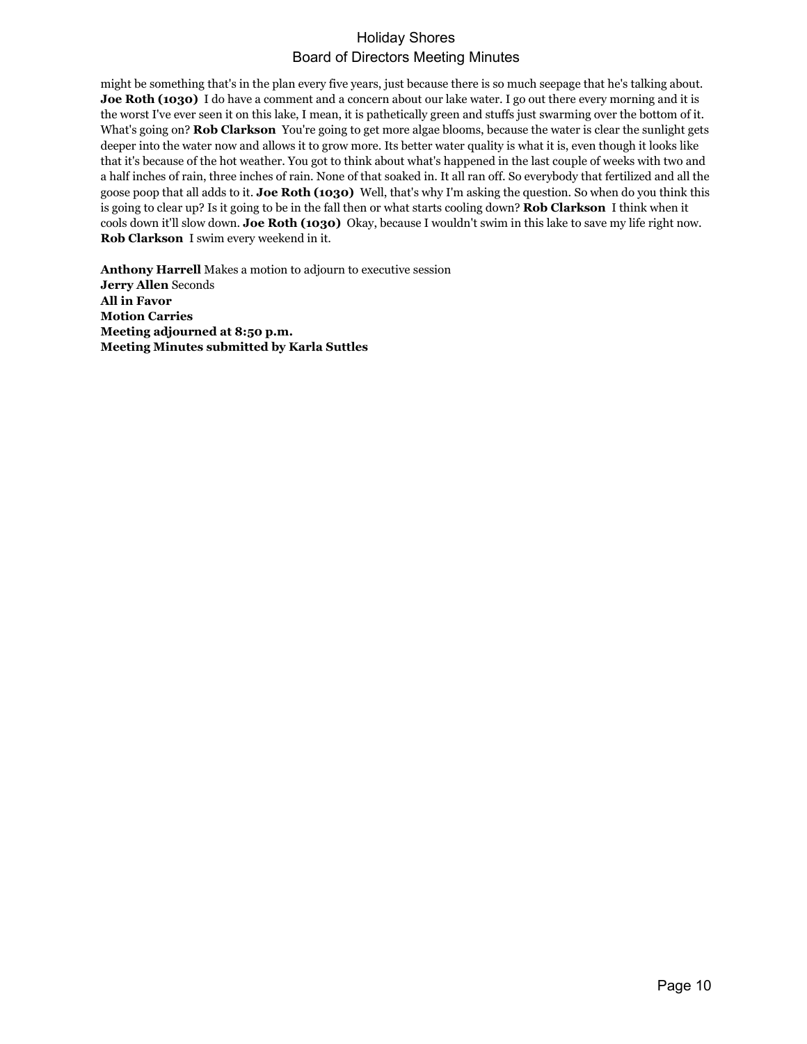might be something that's in the plan every five years, just because there is so much seepage that he's talking about. **Joe Roth (1030)** I do have a comment and a concern about our lake water. I go out there every morning and it is the worst I've ever seen it on this lake, I mean, it is pathetically green and stuffs just swarming over the bottom of it. What's going on? **Rob Clarkson** You're going to get more algae blooms, because the water is clear the sunlight gets deeper into the water now and allows it to grow more. Its better water quality is what it is, even though it looks like that it's because of the hot weather. You got to think about what's happened in the last couple of weeks with two and a half inches of rain, three inches of rain. None of that soaked in. It all ran off. So everybody that fertilized and all the goose poop that all adds to it. **Joe Roth (1030)** Well, that's why I'm asking the question. So when do you think this is going to clear up? Is it going to be in the fall then or what starts cooling down? **Rob Clarkson** I think when it cools down it'll slow down. **Joe Roth (1030)** Okay, because I wouldn't swim in this lake to save my life right now. **Rob Clarkson** I swim every weekend in it.

**Anthony Harrell** Makes a motion to adjourn to executive session
**Jerry Allen** Seconds
**All in Favor**
**Motion Carries**
**Meeting adjourned at 8:50 p.m.**
**Meeting Minutes submitted by Karla Suttles**